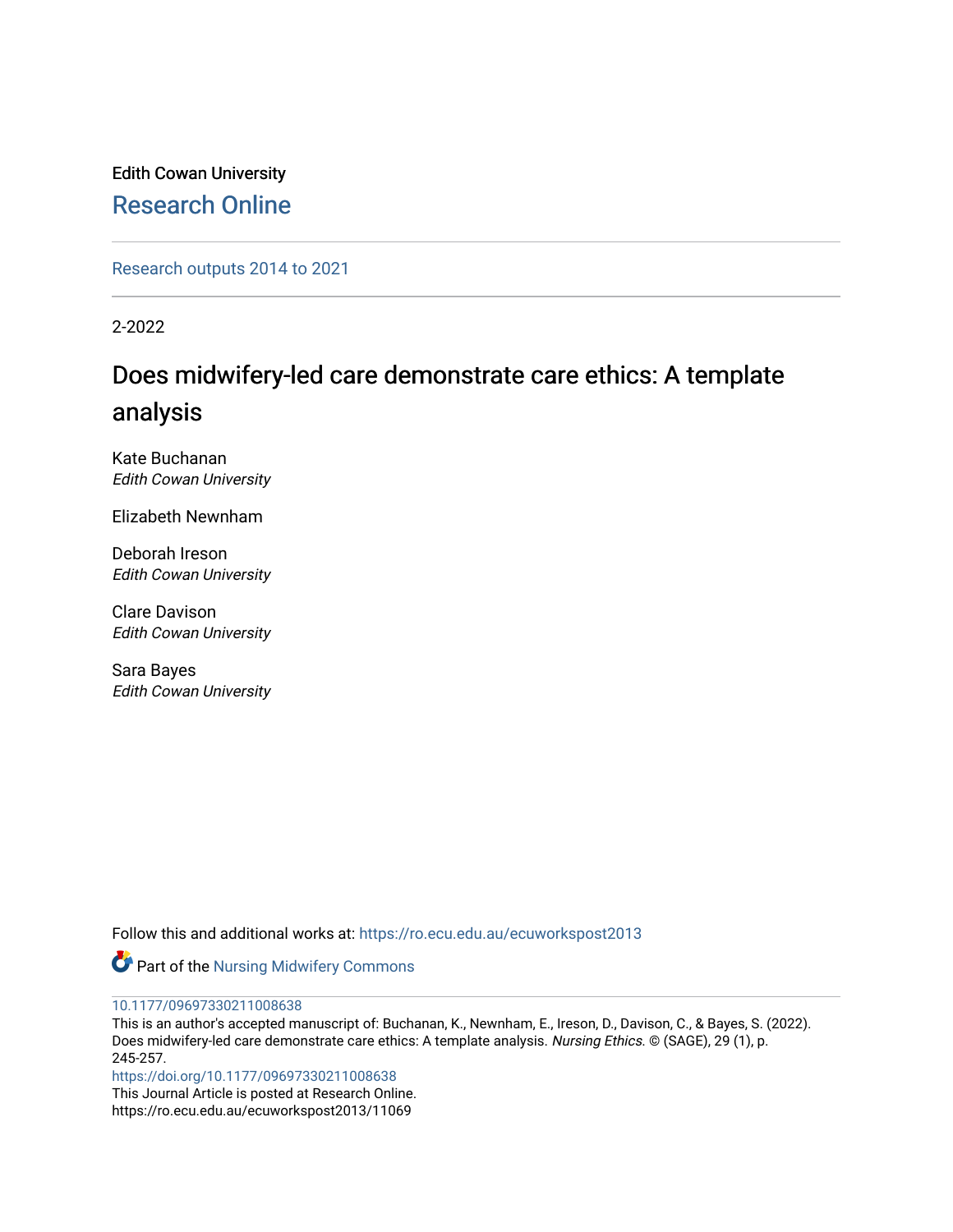Edith Cowan University

Research Online

Research outputs 2014 to 2021

2-2022

# Does midwifery-led care demonstrate care ethics: A template analysis

Kate Buchanan
*Edith Cowan University*

Elizabeth Newnham

Deborah Ireson
*Edith Cowan University*

Clare Davison
*Edith Cowan University*

Sara Bayes
*Edith Cowan University*

Follow this and additional works at: https://ro.ecu.edu.au/ecuworkspost2013

Part of the Nursing Midwifery Commons

10.1177/09697330211008638
This is an author's accepted manuscript of: Buchanan, K., Newnham, E., Ireson, D., Davison, C., & Bayes, S. (2022). Does midwifery-led care demonstrate care ethics: A template analysis. *Nursing Ethics.* © (SAGE), 29 (1), p. 245-257.
https://doi.org/10.1177/09697330211008638
This Journal Article is posted at Research Online.
https://ro.ecu.edu.au/ecuworkspost2013/11069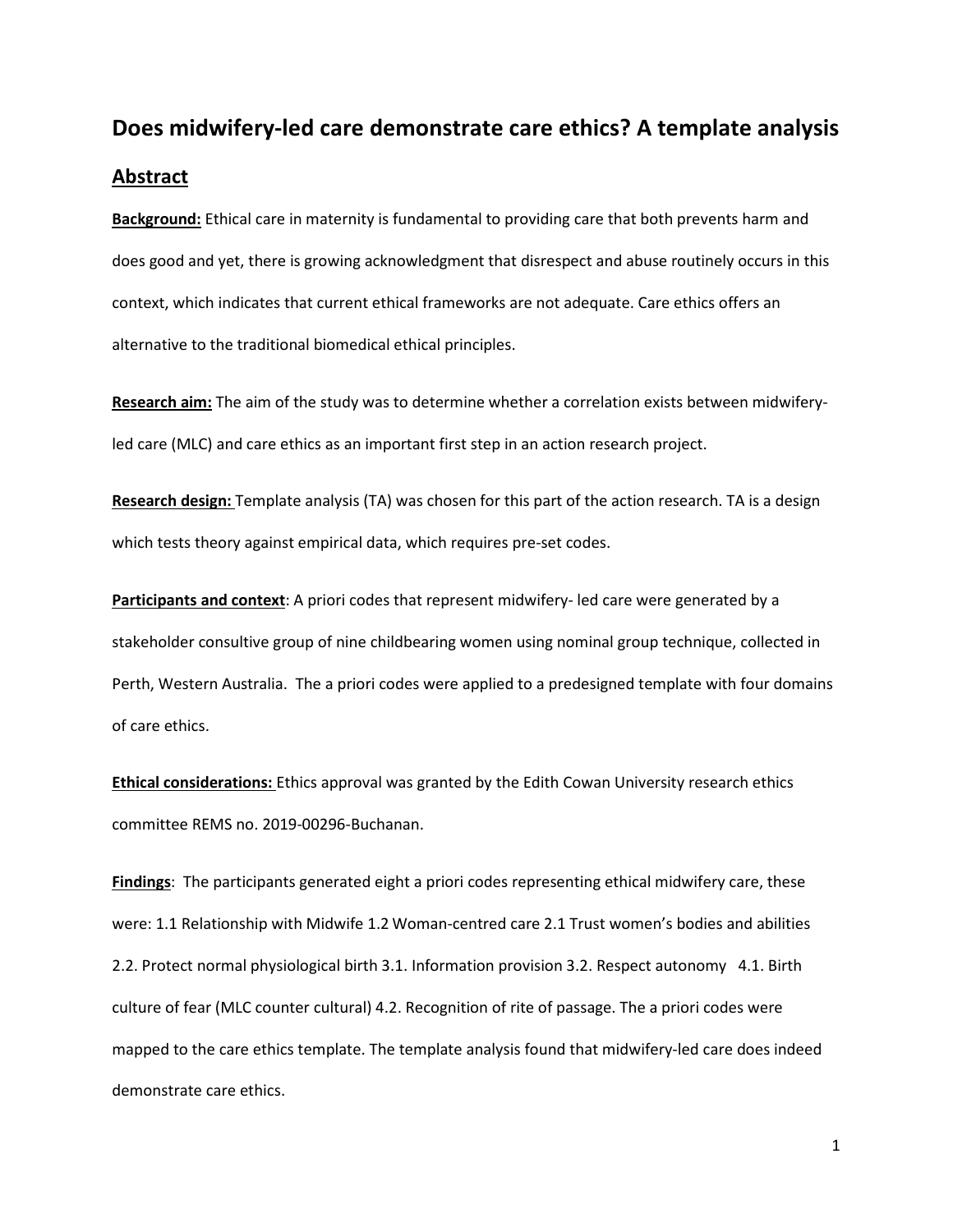# Does midwifery-led care demonstrate care ethics? A template analysis

## Abstract

**Background:** Ethical care in maternity is fundamental to providing care that both prevents harm and does good and yet, there is growing acknowledgment that disrespect and abuse routinely occurs in this context, which indicates that current ethical frameworks are not adequate. Care ethics offers an alternative to the traditional biomedical ethical principles.

**Research aim:** The aim of the study was to determine whether a correlation exists between midwifery-led care (MLC) and care ethics as an important first step in an action research project.

**Research design:** Template analysis (TA) was chosen for this part of the action research. TA is a design which tests theory against empirical data, which requires pre-set codes.

**Participants and context**: A priori codes that represent midwifery- led care were generated by a stakeholder consultive group of nine childbearing women using nominal group technique, collected in Perth, Western Australia. The a priori codes were applied to a predesigned template with four domains of care ethics.

**Ethical considerations:** Ethics approval was granted by the Edith Cowan University research ethics committee REMS no. 2019-00296-Buchanan.

**Findings**: The participants generated eight a priori codes representing ethical midwifery care, these were: 1.1 Relationship with Midwife 1.2 Woman-centred care 2.1 Trust women's bodies and abilities 2.2. Protect normal physiological birth 3.1. Information provision 3.2. Respect autonomy 4.1. Birth culture of fear (MLC counter cultural) 4.2. Recognition of rite of passage. The a priori codes were mapped to the care ethics template. The template analysis found that midwifery-led care does indeed demonstrate care ethics.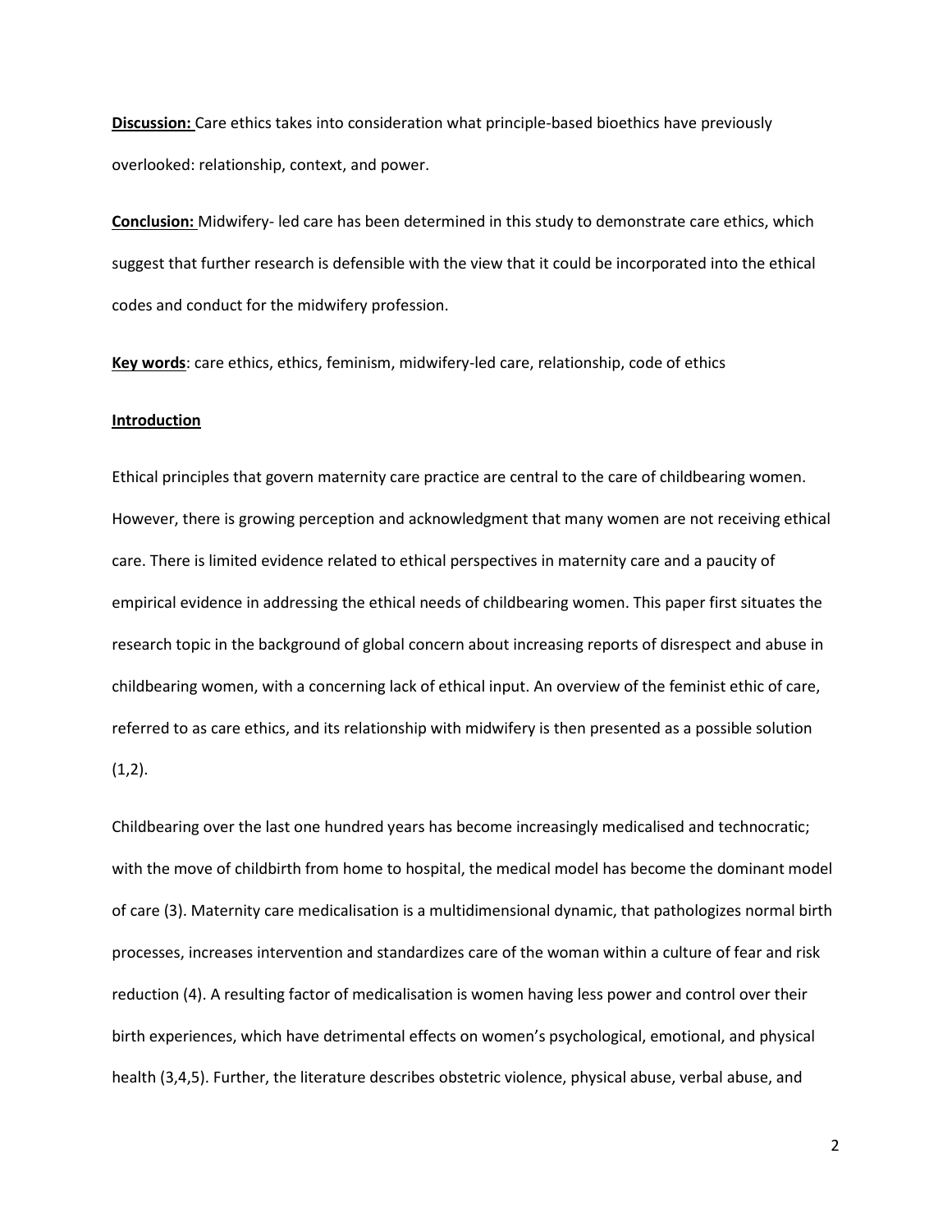**Discussion:** Care ethics takes into consideration what principle-based bioethics have previously overlooked: relationship, context, and power.

**Conclusion:** Midwifery- led care has been determined in this study to demonstrate care ethics, which suggest that further research is defensible with the view that it could be incorporated into the ethical codes and conduct for the midwifery profession.

**Key words**: care ethics, ethics, feminism, midwifery-led care, relationship, code of ethics

## Introduction

Ethical principles that govern maternity care practice are central to the care of childbearing women. However, there is growing perception and acknowledgment that many women are not receiving ethical care. There is limited evidence related to ethical perspectives in maternity care and a paucity of empirical evidence in addressing the ethical needs of childbearing women. This paper first situates the research topic in the background of global concern about increasing reports of disrespect and abuse in childbearing women, with a concerning lack of ethical input. An overview of the feminist ethic of care, referred to as care ethics, and its relationship with midwifery is then presented as a possible solution (1,2).

Childbearing over the last one hundred years has become increasingly medicalised and technocratic; with the move of childbirth from home to hospital, the medical model has become the dominant model of care (3). Maternity care medicalisation is a multidimensional dynamic, that pathologizes normal birth processes, increases intervention and standardizes care of the woman within a culture of fear and risk reduction (4). A resulting factor of medicalisation is women having less power and control over their birth experiences, which have detrimental effects on women's psychological, emotional, and physical health (3,4,5). Further, the literature describes obstetric violence, physical abuse, verbal abuse, and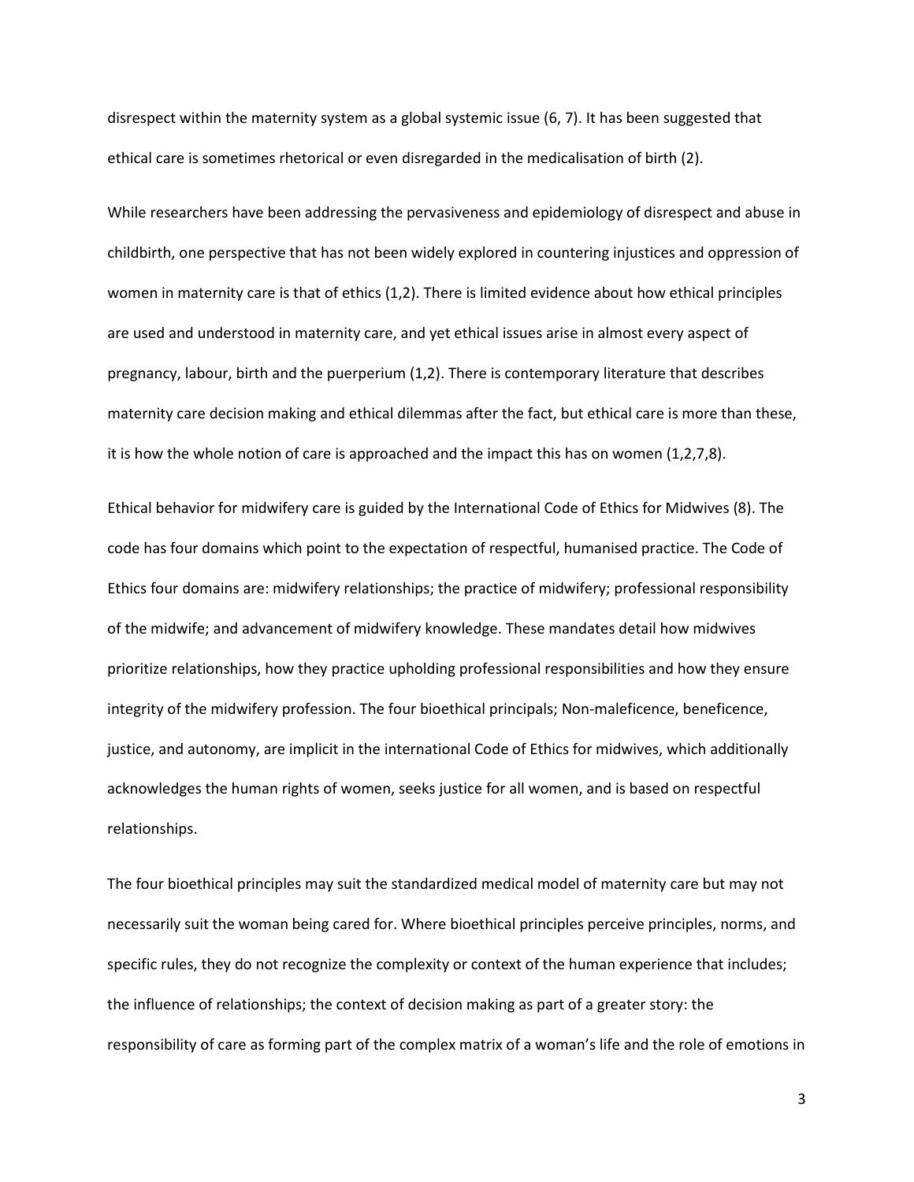disrespect within the maternity system as a global systemic issue (6, 7). It has been suggested that ethical care is sometimes rhetorical or even disregarded in the medicalisation of birth (2).

While researchers have been addressing the pervasiveness and epidemiology of disrespect and abuse in childbirth, one perspective that has not been widely explored in countering injustices and oppression of women in maternity care is that of ethics (1,2). There is limited evidence about how ethical principles are used and understood in maternity care, and yet ethical issues arise in almost every aspect of pregnancy, labour, birth and the puerperium (1,2). There is contemporary literature that describes maternity care decision making and ethical dilemmas after the fact, but ethical care is more than these, it is how the whole notion of care is approached and the impact this has on women (1,2,7,8).

Ethical behavior for midwifery care is guided by the International Code of Ethics for Midwives (8). The code has four domains which point to the expectation of respectful, humanised practice. The Code of Ethics four domains are: midwifery relationships; the practice of midwifery; professional responsibility of the midwife; and advancement of midwifery knowledge. These mandates detail how midwives prioritize relationships, how they practice upholding professional responsibilities and how they ensure integrity of the midwifery profession. The four bioethical principals; Non-maleficence, beneficence, justice, and autonomy, are implicit in the international Code of Ethics for midwives, which additionally acknowledges the human rights of women, seeks justice for all women, and is based on respectful relationships.

The four bioethical principles may suit the standardized medical model of maternity care but may not necessarily suit the woman being cared for. Where bioethical principles perceive principles, norms, and specific rules, they do not recognize the complexity or context of the human experience that includes; the influence of relationships; the context of decision making as part of a greater story: the responsibility of care as forming part of the complex matrix of a woman's life and the role of emotions in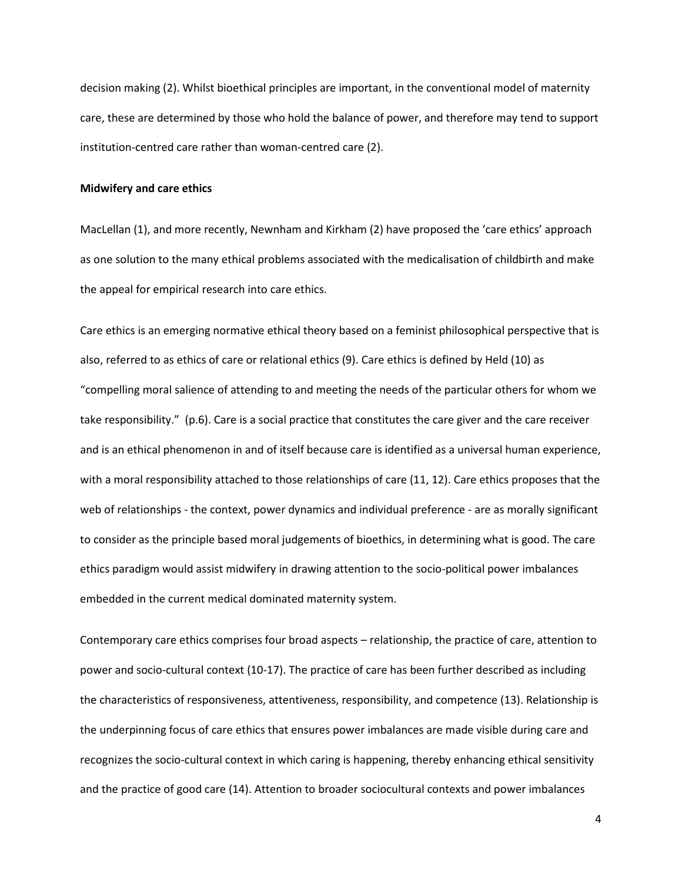decision making (2). Whilst bioethical principles are important, in the conventional model of maternity care, these are determined by those who hold the balance of power, and therefore may tend to support institution-centred care rather than woman-centred care (2).

**Midwifery and care ethics**

MacLellan (1), and more recently, Newnham and Kirkham (2) have proposed the 'care ethics' approach as one solution to the many ethical problems associated with the medicalisation of childbirth and make the appeal for empirical research into care ethics.

Care ethics is an emerging normative ethical theory based on a feminist philosophical perspective that is also, referred to as ethics of care or relational ethics (9). Care ethics is defined by Held (10) as "compelling moral salience of attending to and meeting the needs of the particular others for whom we take responsibility." (p.6). Care is a social practice that constitutes the care giver and the care receiver and is an ethical phenomenon in and of itself because care is identified as a universal human experience, with a moral responsibility attached to those relationships of care (11, 12). Care ethics proposes that the web of relationships - the context, power dynamics and individual preference - are as morally significant to consider as the principle based moral judgements of bioethics, in determining what is good. The care ethics paradigm would assist midwifery in drawing attention to the socio-political power imbalances embedded in the current medical dominated maternity system.

Contemporary care ethics comprises four broad aspects – relationship, the practice of care, attention to power and socio-cultural context (10-17). The practice of care has been further described as including the characteristics of responsiveness, attentiveness, responsibility, and competence (13). Relationship is the underpinning focus of care ethics that ensures power imbalances are made visible during care and recognizes the socio-cultural context in which caring is happening, thereby enhancing ethical sensitivity and the practice of good care (14). Attention to broader sociocultural contexts and power imbalances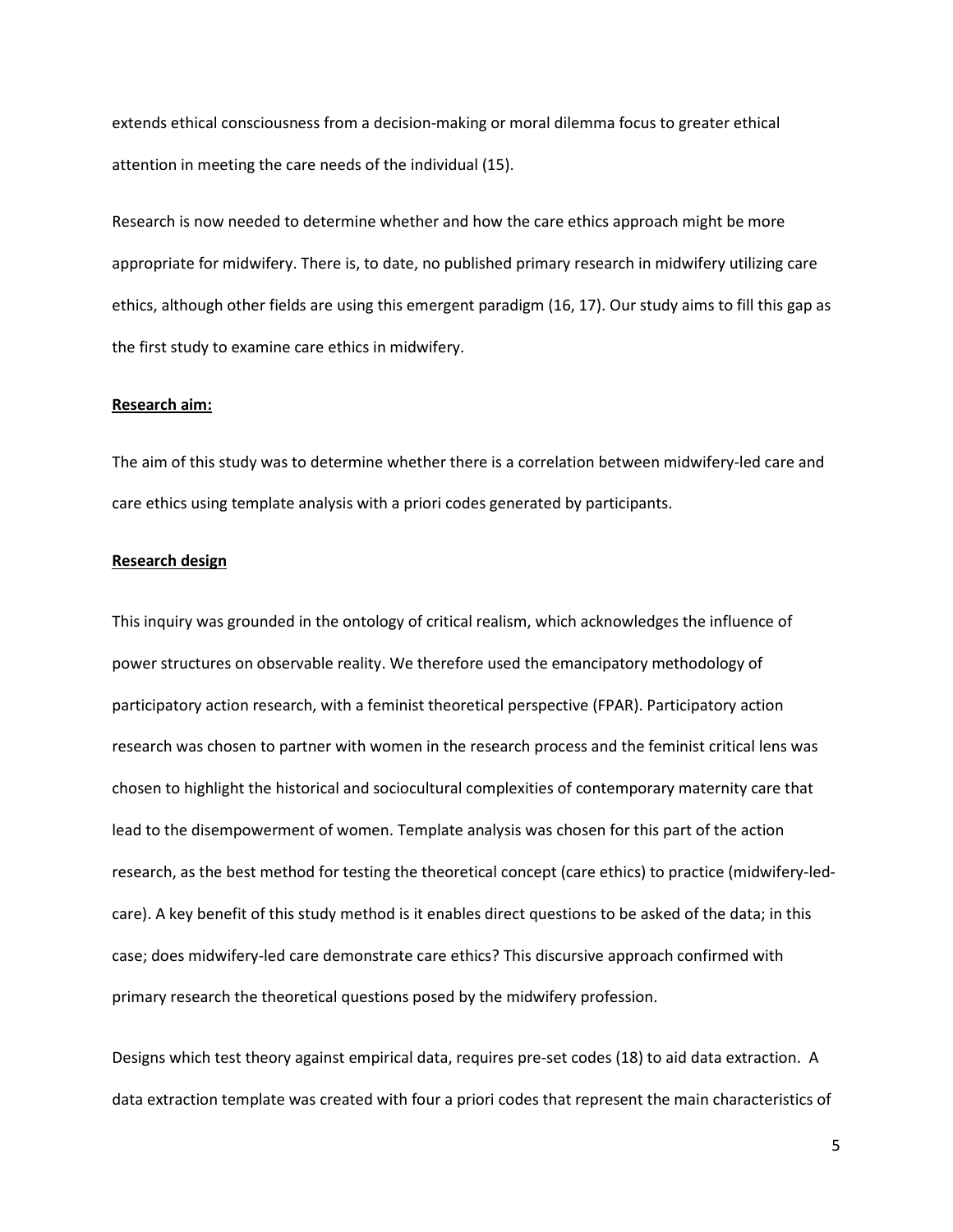extends ethical consciousness from a decision-making or moral dilemma focus to greater ethical attention in meeting the care needs of the individual (15).

Research is now needed to determine whether and how the care ethics approach might be more appropriate for midwifery. There is, to date, no published primary research in midwifery utilizing care ethics, although other fields are using this emergent paradigm (16, 17). Our study aims to fill this gap as the first study to examine care ethics in midwifery.

**Research aim:**

The aim of this study was to determine whether there is a correlation between midwifery-led care and care ethics using template analysis with a priori codes generated by participants.

**Research design**

This inquiry was grounded in the ontology of critical realism, which acknowledges the influence of power structures on observable reality. We therefore used the emancipatory methodology of participatory action research, with a feminist theoretical perspective (FPAR). Participatory action research was chosen to partner with women in the research process and the feminist critical lens was chosen to highlight the historical and sociocultural complexities of contemporary maternity care that lead to the disempowerment of women. Template analysis was chosen for this part of the action research, as the best method for testing the theoretical concept (care ethics) to practice (midwifery-led-care). A key benefit of this study method is it enables direct questions to be asked of the data; in this case; does midwifery-led care demonstrate care ethics? This discursive approach confirmed with primary research the theoretical questions posed by the midwifery profession.

Designs which test theory against empirical data, requires pre-set codes (18) to aid data extraction. A data extraction template was created with four a priori codes that represent the main characteristics of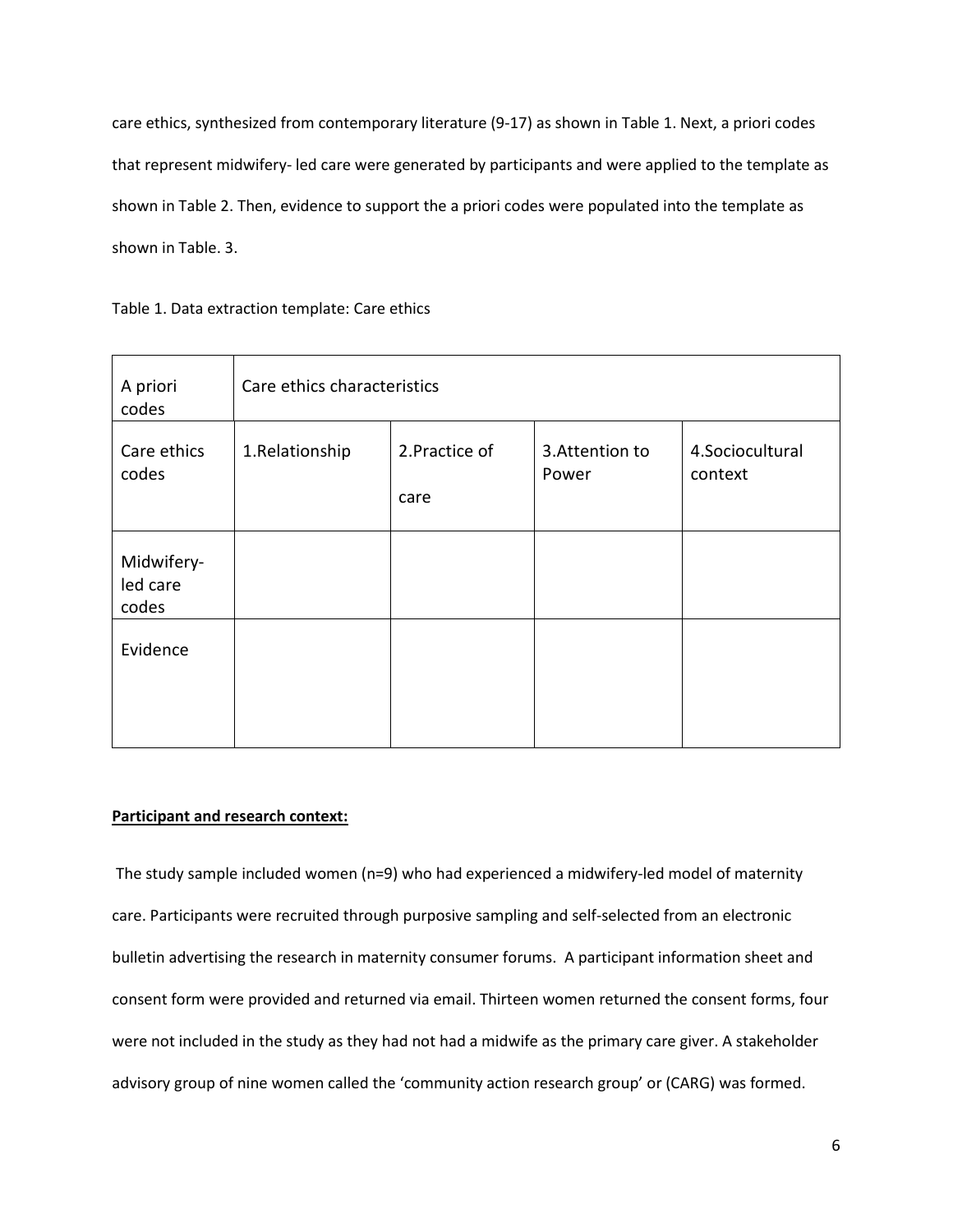care ethics, synthesized from contemporary literature (9-17) as shown in Table 1. Next, a priori codes that represent midwifery- led care were generated by participants and were applied to the template as shown in Table 2. Then, evidence to support the a priori codes were populated into the template as shown in Table. 3.

Table 1. Data extraction template: Care ethics

| A priori codes | Care ethics characteristics | | | |
|---|---|---|---|---|
| Care ethics codes | 1.Relationship | 2.Practice of care | 3.Attention to Power | 4.Sociocultural context |
| Midwifery-led care codes | | | | |
| Evidence | | | | |

**Participant and research context:**

The study sample included women (n=9) who had experienced a midwifery-led model of maternity care. Participants were recruited through purposive sampling and self-selected from an electronic bulletin advertising the research in maternity consumer forums. A participant information sheet and consent form were provided and returned via email. Thirteen women returned the consent forms, four were not included in the study as they had not had a midwife as the primary care giver. A stakeholder advisory group of nine women called the 'community action research group' or (CARG) was formed.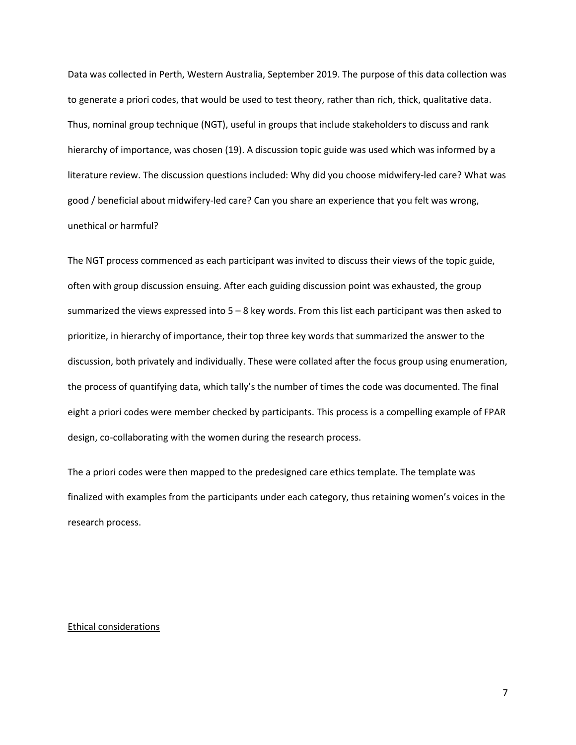Data was collected in Perth, Western Australia, September 2019. The purpose of this data collection was to generate a priori codes, that would be used to test theory, rather than rich, thick, qualitative data. Thus, nominal group technique (NGT), useful in groups that include stakeholders to discuss and rank hierarchy of importance, was chosen (19). A discussion topic guide was used which was informed by a literature review. The discussion questions included: Why did you choose midwifery-led care? What was good / beneficial about midwifery-led care? Can you share an experience that you felt was wrong, unethical or harmful?

The NGT process commenced as each participant was invited to discuss their views of the topic guide, often with group discussion ensuing. After each guiding discussion point was exhausted, the group summarized the views expressed into 5 – 8 key words. From this list each participant was then asked to prioritize, in hierarchy of importance, their top three key words that summarized the answer to the discussion, both privately and individually. These were collated after the focus group using enumeration, the process of quantifying data, which tally's the number of times the code was documented. The final eight a priori codes were member checked by participants. This process is a compelling example of FPAR design, co-collaborating with the women during the research process.

The a priori codes were then mapped to the predesigned care ethics template. The template was finalized with examples from the participants under each category, thus retaining women's voices in the research process.

<u>Ethical considerations</u>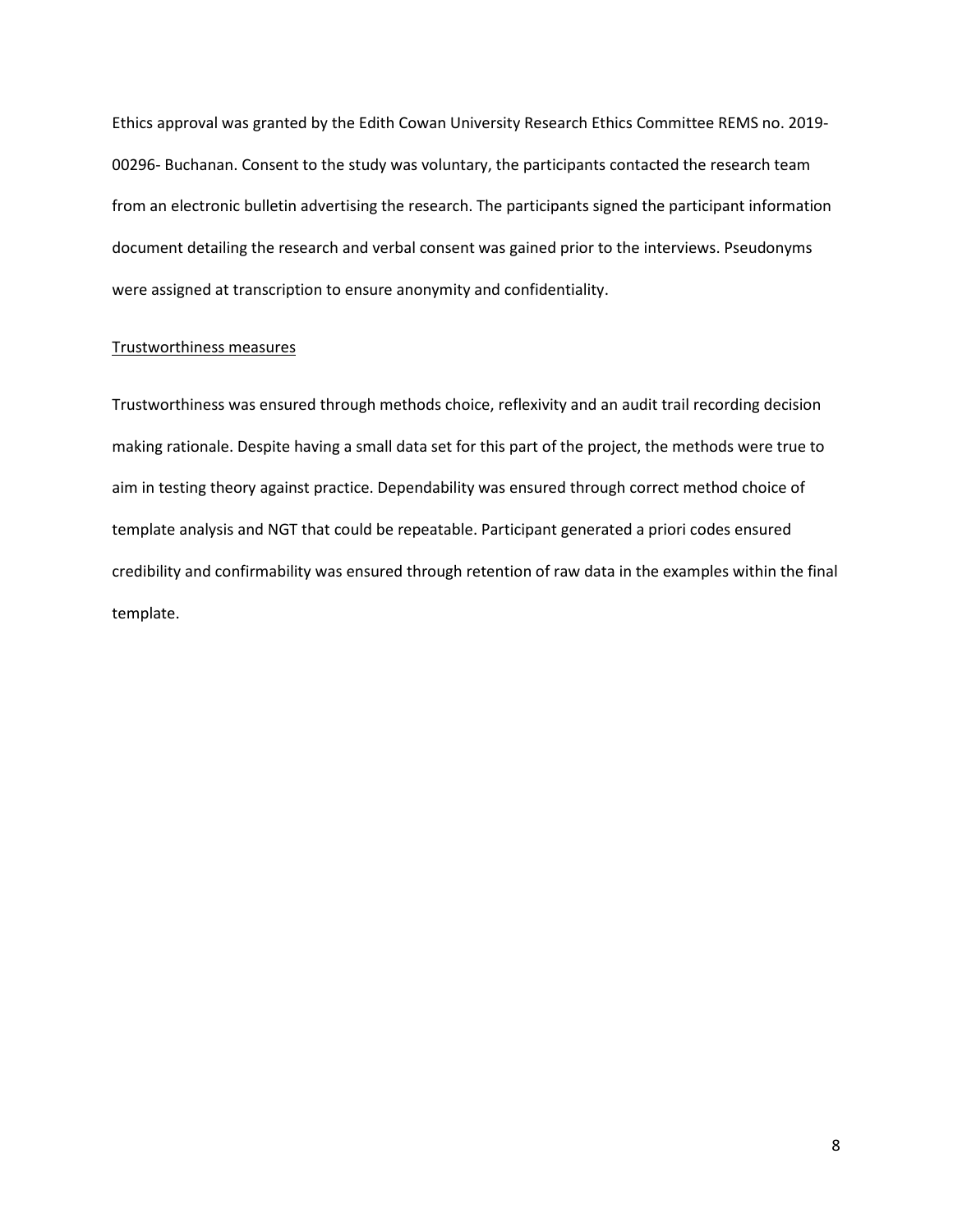Ethics approval was granted by the Edith Cowan University Research Ethics Committee REMS no. 2019-00296- Buchanan. Consent to the study was voluntary, the participants contacted the research team from an electronic bulletin advertising the research. The participants signed the participant information document detailing the research and verbal consent was gained prior to the interviews. Pseudonyms were assigned at transcription to ensure anonymity and confidentiality.

## Trustworthiness measures

Trustworthiness was ensured through methods choice, reflexivity and an audit trail recording decision making rationale. Despite having a small data set for this part of the project, the methods were true to aim in testing theory against practice. Dependability was ensured through correct method choice of template analysis and NGT that could be repeatable. Participant generated a priori codes ensured credibility and confirmability was ensured through retention of raw data in the examples within the final template.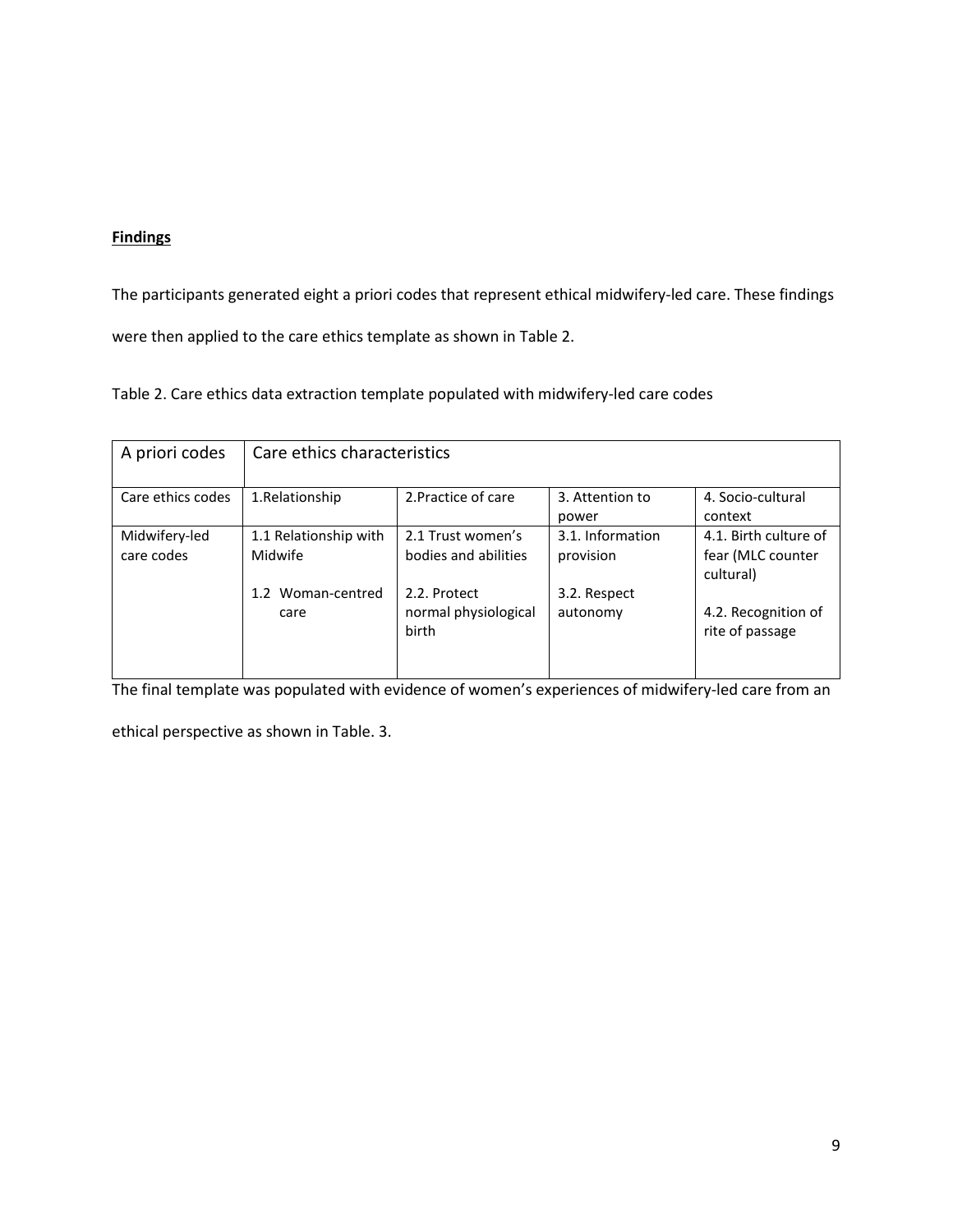**Findings**

The participants generated eight a priori codes that represent ethical midwifery-led care. These findings were then applied to the care ethics template as shown in Table 2.

Table 2. Care ethics data extraction template populated with midwifery-led care codes

| A priori codes | Care ethics characteristics | | | |
|---|---|---|---|---|
| Care ethics codes | 1.Relationship | 2.Practice of care | 3. Attention to power | 4. Socio-cultural context |
| Midwifery-led care codes | 1.1 Relationship with Midwife<br><br>1.2 Woman-centred care | 2.1 Trust women's bodies and abilities<br><br>2.2. Protect normal physiological birth | 3.1. Information provision<br><br>3.2. Respect autonomy | 4.1. Birth culture of fear (MLC counter cultural)<br><br>4.2. Recognition of rite of passage |

The final template was populated with evidence of women's experiences of midwifery-led care from an ethical perspective as shown in Table. 3.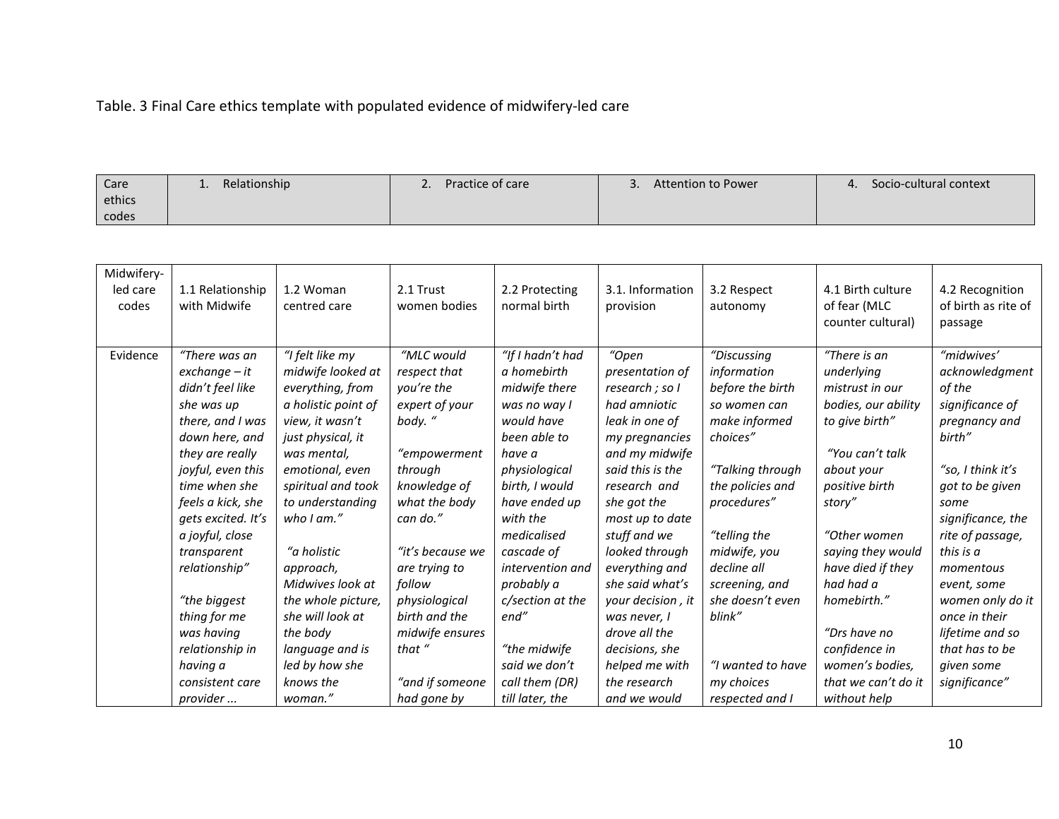Table. 3 Final Care ethics template with populated evidence of midwifery-led care

| Care ethics codes | 1. Relationship | | 2. Practice of care | | 3. Attention to Power | | 4. Socio-cultural context | |
|---|---|---|---|---|---|---|---|---|
| Midwifery-led care codes | 1.1 Relationship with Midwife | 1.2 Woman centred care | 2.1 Trust women bodies | 2.2 Protecting normal birth | 3.1. Information provision | 3.2 Respect autonomy | 4.1 Birth culture of fear (MLC counter cultural) | 4.2 Recognition of birth as rite of passage |
| Evidence | *"There was an exchange – it didn't feel like she was up there, and I was down here, and they are really joyful, even this time when she feels a kick, she gets excited. It's a joyful, close transparent relationship"* <br><br> *"the biggest thing for me was having relationship in having a consistent care provider ...* | *"I felt like my midwife looked at everything, from a holistic point of view, it wasn't just physical, it was mental, emotional, even spiritual and took to understanding who I am."* <br><br> *"a holistic approach, Midwives look at the whole picture, she will look at the body language and is led by how she knows the woman."* | *"MLC would respect that you're the expert of your body. "* <br><br> *"empowerment through knowledge of what the body can do."* <br><br> *"it's because we are trying to follow physiological birth and the midwife ensures that "* <br><br> *"and if someone had gone by* | *"If I hadn't had a homebirth midwife there was no way I would have been able to have a physiological birth, I would have ended up with the medicalised cascade of intervention and probably a c/section at the end"* <br><br> *"the midwife said we don't call them (DR) till later, the* | *"Open presentation of research ; so I had amniotic leak in one of my pregnancies and my midwife said this is the research and she got the most up to date stuff and we looked through everything and she said what's your decision , it was never, I drove all the decisions, she helped me with the research and we would* | *"Discussing information before the birth so women can make informed choices"* <br><br> *"Talking through the policies and procedures"* <br><br> *"telling the midwife, you decline all screening, and she doesn't even blink"* <br><br> *"I wanted to have my choices respected and I* | *"There is an underlying mistrust in our bodies, our ability to give birth"* <br><br> *"You can't talk about your positive birth story"* <br><br> *"Other women saying they would have died if they had had a homebirth."* <br><br> *"Drs have no confidence in women's bodies, that we can't do it without help* | *"midwives' acknowledgment of the significance of pregnancy and birth"* <br><br> *"so, I think it's got to be given some significance, the rite of passage, this is a momentous event, some women only do it once in their lifetime and so that has to be given some significance"* |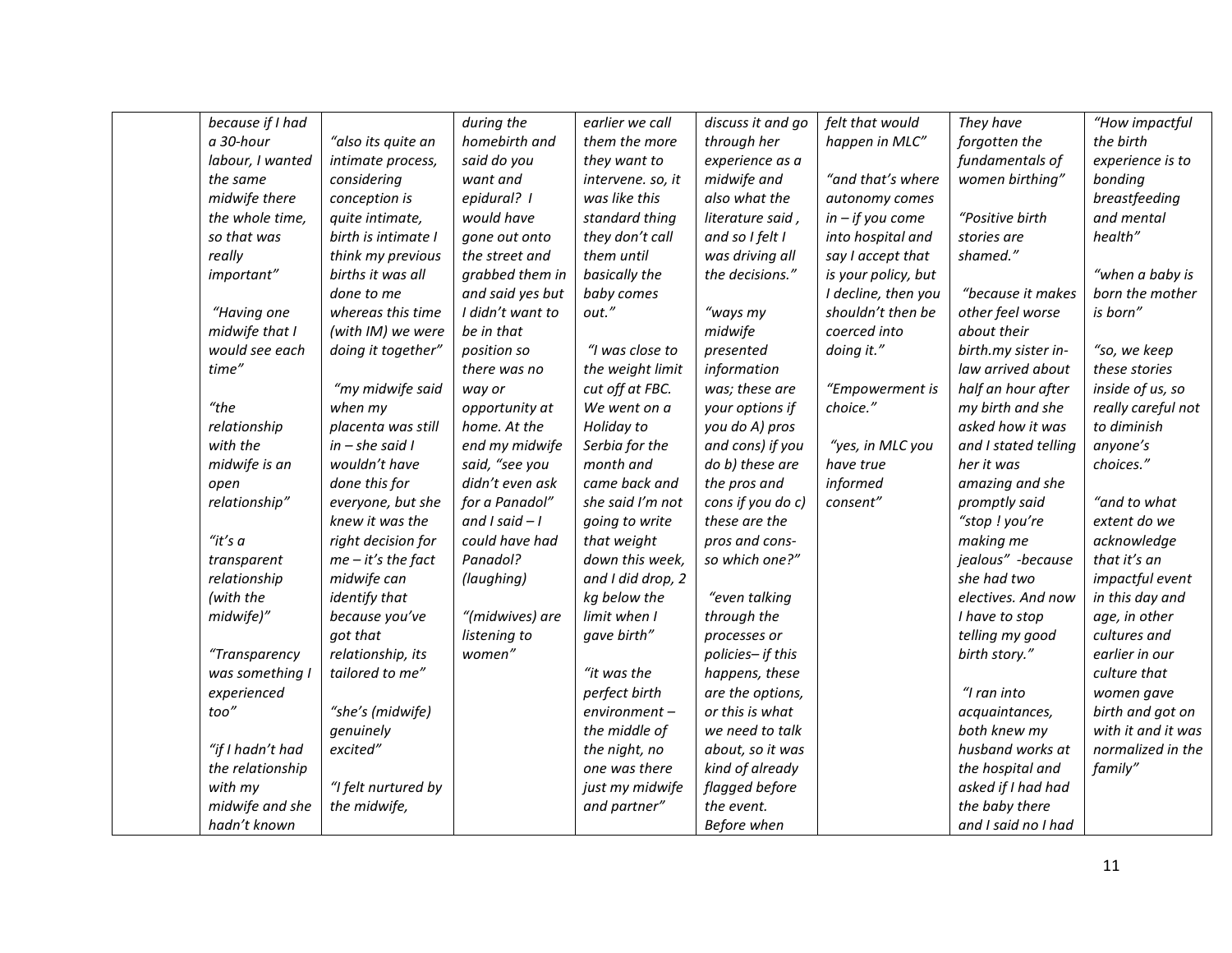| | | | | | | | | |
|---|---|---|---|---|---|---|---|---|
| | because if I had a 30-hour labour, I wanted the same midwife there the whole time, so that was really important" "Having one midwife that I would see each time" "the relationship with the midwife is an open relationship" "it's a transparent relationship (with the midwife)" "Transparency was something I experienced too" "if I hadn't had the relationship with my midwife and she hadn't known | "also its quite an intimate process, considering conception is quite intimate, birth is intimate I think my previous births it was all done to me whereas this time (with IM) we were doing it together" "my midwife said when my placenta was still in – she said I wouldn't have done this for everyone, but she knew it was the right decision for me – it's the fact midwife can identify that because you've got that relationship, its tailored to me" "she's (midwife) genuinely excited" "I felt nurtured by the midwife, | during the homebirth and said do you want and epidural? I would have gone out onto the street and grabbed them in and said yes but I didn't want to be in that position so there was no way or opportunity at home. At the end my midwife said, "see you didn't even ask for a Panadol" and I said – I could have had Panadol? (laughing) "(midwives) are listening to women" | earlier we call them the more they want to intervene. so, it was like this standard thing they don't call them until basically the baby comes out." "I was close to the weight limit cut off at FBC. We went on a Holiday to Serbia for the month and came back and she said I'm not going to write that weight down this week, and I did drop, 2 kg below the limit when I gave birth" "it was the perfect birth environment – the middle of the night, no one was there just my midwife and partner" | discuss it and go through her experience as a midwife and also what the literature said , and so I felt I was driving all the decisions." "ways my midwife presented information was; these are your options if you do A) pros and cons) if you do b) these are the pros and cons if you do c) these are the pros and cons- so which one?" "even talking through the processes or policies– if this happens, these are the options, or this is what we need to talk about, so it was kind of already flagged before the event. Before when | felt that would happen in MLC" "and that's where autonomy comes in – if you come into hospital and say I accept that is your policy, but I decline, then you shouldn't then be coerced into doing it." "Empowerment is choice." "yes, in MLC you have true informed consent" | They have forgotten the fundamentals of women birthing" "Positive birth stories are shamed." "because it makes other feel worse about their birth.my sister in-law arrived about half an hour after my birth and she asked how it was and I stated telling her it was amazing and she promptly said "stop ! you're making me jealous" -because she had two electives. And now I have to stop telling my good birth story." "I ran into acquaintances, both knew my husband works at the hospital and asked if I had had the baby there and I said no I had | "How impactful the birth experience is to bonding breastfeeding and mental health" "when a baby is born the mother is born" "so, we keep these stories inside of us, so really careful not to diminish anyone's choices." "and to what extent do we acknowledge that it's an impactful event in this day and age, in other cultures and earlier in our culture that women gave birth and got on with it and it was normalized in the family" |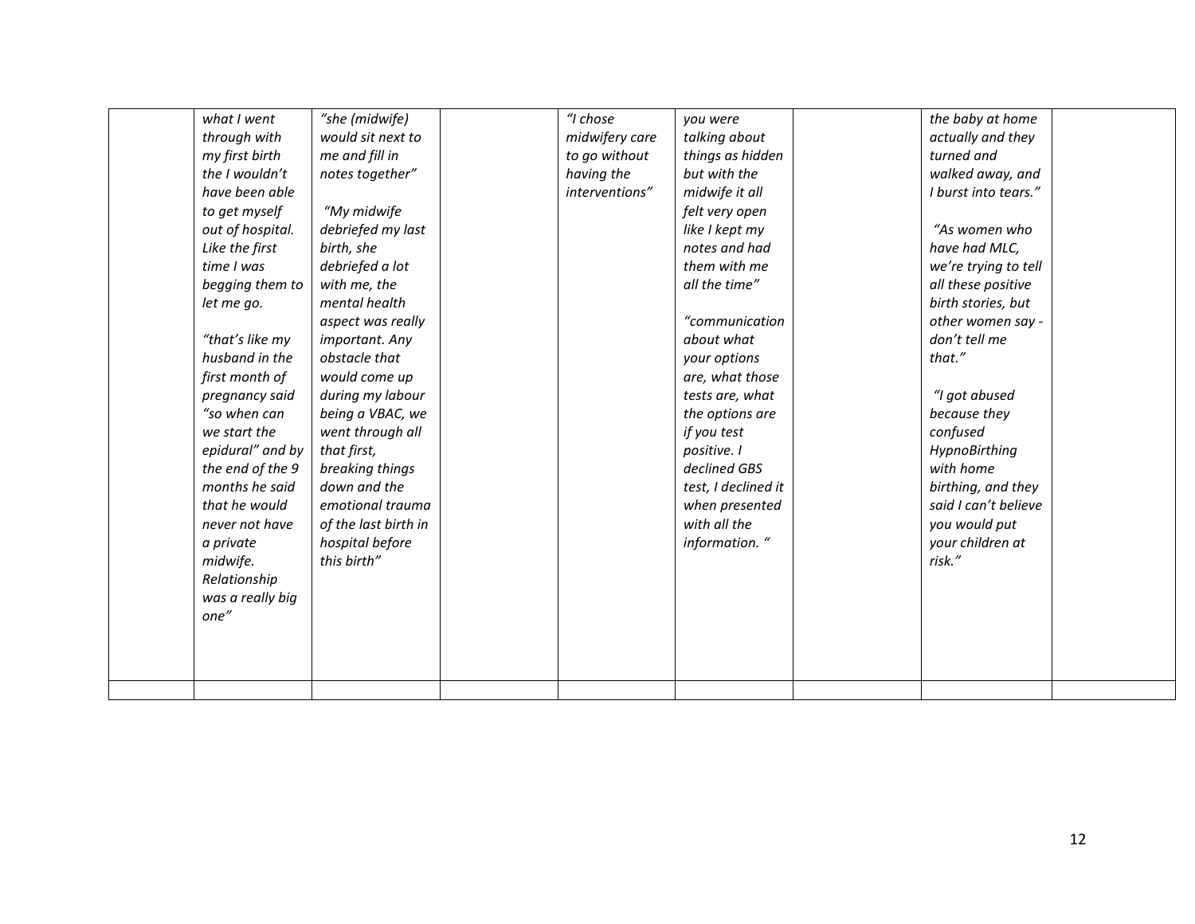| | | | | | | | | |
|---|---|---|---|---|---|---|---|---|
| | *what I went through with my first birth the I wouldn't have been able to get myself out of hospital. Like the first time I was begging them to let me go.*<br><br>*"that's like my husband in the first month of pregnancy said "so when can we start the epidural" and by the end of the 9 months he said that he would never not have a private midwife. Relationship was a really big one"* | *"she (midwife) would sit next to me and fill in notes together"*<br><br>*"My midwife debriefed my last birth, she debriefed a lot with me, the mental health aspect was really important. Any obstacle that would come up during my labour being a VBAC, we went through all that first, breaking things down and the emotional trauma of the last birth in hospital before this birth"* | | *"I chose midwifery care to go without having the interventions"* | *you were talking about things as hidden but with the midwife it all felt very open like I kept my notes and had them with me all the time"*<br><br>*"communication about what your options are, what those tests are, what the options are if you test positive. I declined GBS test, I declined it when presented with all the information. "* | | *the baby at home actually and they turned and walked away, and I burst into tears."*<br><br>*"As women who have had MLC, we're trying to tell all these positive birth stories, but other women say - don't tell me that."*<br><br>*"I got abused because they confused HypnoBirthing with home birthing, and they said I can't believe you would put your children at risk."* | |
| | | | | | | | | |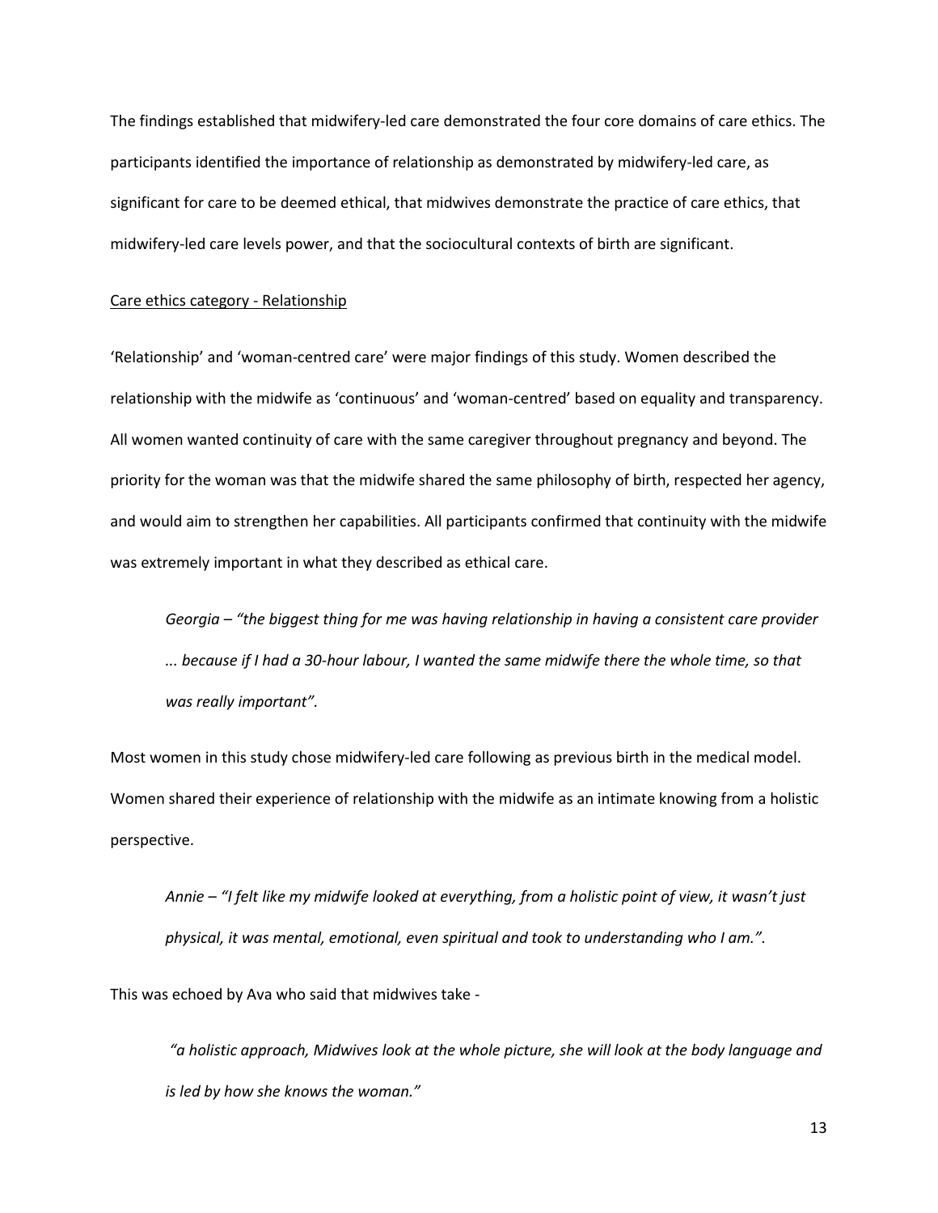The findings established that midwifery-led care demonstrated the four core domains of care ethics. The participants identified the importance of relationship as demonstrated by midwifery-led care, as significant for care to be deemed ethical, that midwives demonstrate the practice of care ethics, that midwifery-led care levels power, and that the sociocultural contexts of birth are significant.

<u>Care ethics category - Relationship</u>

'Relationship' and 'woman-centred care' were major findings of this study. Women described the relationship with the midwife as 'continuous' and 'woman-centred' based on equality and transparency. All women wanted continuity of care with the same caregiver throughout pregnancy and beyond. The priority for the woman was that the midwife shared the same philosophy of birth, respected her agency, and would aim to strengthen her capabilities. All participants confirmed that continuity with the midwife was extremely important in what they described as ethical care.

> *Georgia – "the biggest thing for me was having relationship in having a consistent care provider ... because if I had a 30-hour labour, I wanted the same midwife there the whole time, so that was really important".*

Most women in this study chose midwifery-led care following as previous birth in the medical model. Women shared their experience of relationship with the midwife as an intimate knowing from a holistic perspective.

> *Annie – "I felt like my midwife looked at everything, from a holistic point of view, it wasn't just physical, it was mental, emotional, even spiritual and took to understanding who I am.".*

This was echoed by Ava who said that midwives take -

> *"a holistic approach, Midwives look at the whole picture, she will look at the body language and is led by how she knows the woman."*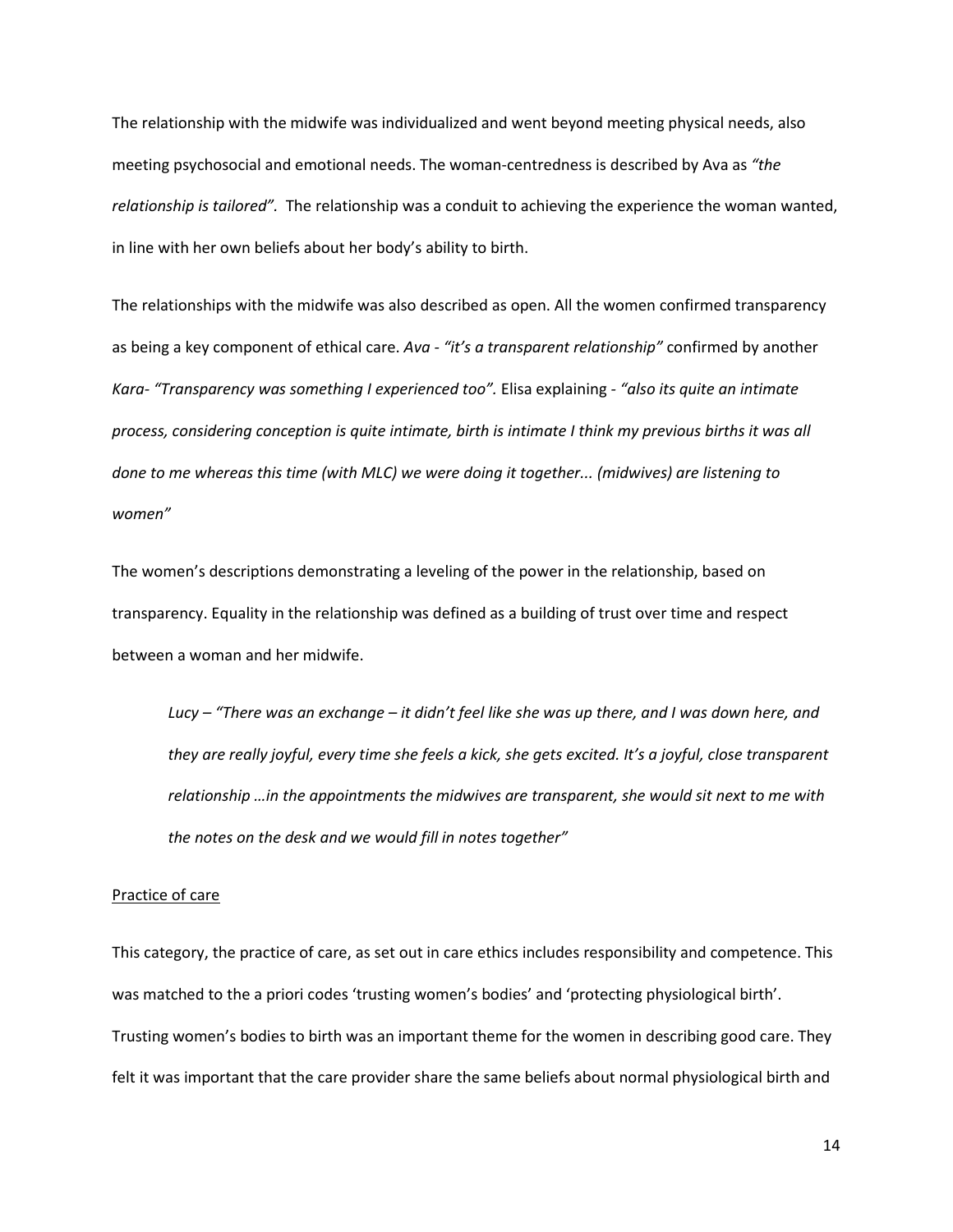The relationship with the midwife was individualized and went beyond meeting physical needs, also meeting psychosocial and emotional needs. The woman-centredness is described by Ava as *"the relationship is tailored".* The relationship was a conduit to achieving the experience the woman wanted, in line with her own beliefs about her body's ability to birth.

The relationships with the midwife was also described as open. All the women confirmed transparency as being a key component of ethical care. *Ava - "it's a transparent relationship"* confirmed by another *Kara- "Transparency was something I experienced too".* Elisa explaining - *"also its quite an intimate process, considering conception is quite intimate, birth is intimate I think my previous births it was all done to me whereas this time (with MLC) we were doing it together... (midwives) are listening to women"*

The women's descriptions demonstrating a leveling of the power in the relationship, based on transparency. Equality in the relationship was defined as a building of trust over time and respect between a woman and her midwife.

> *Lucy – "There was an exchange – it didn't feel like she was up there, and I was down here, and they are really joyful, every time she feels a kick, she gets excited. It's a joyful, close transparent relationship …in the appointments the midwives are transparent, she would sit next to me with the notes on the desk and we would fill in notes together"*

<u>Practice of care</u>

This category, the practice of care, as set out in care ethics includes responsibility and competence. This was matched to the a priori codes 'trusting women's bodies' and 'protecting physiological birth'. Trusting women's bodies to birth was an important theme for the women in describing good care. They felt it was important that the care provider share the same beliefs about normal physiological birth and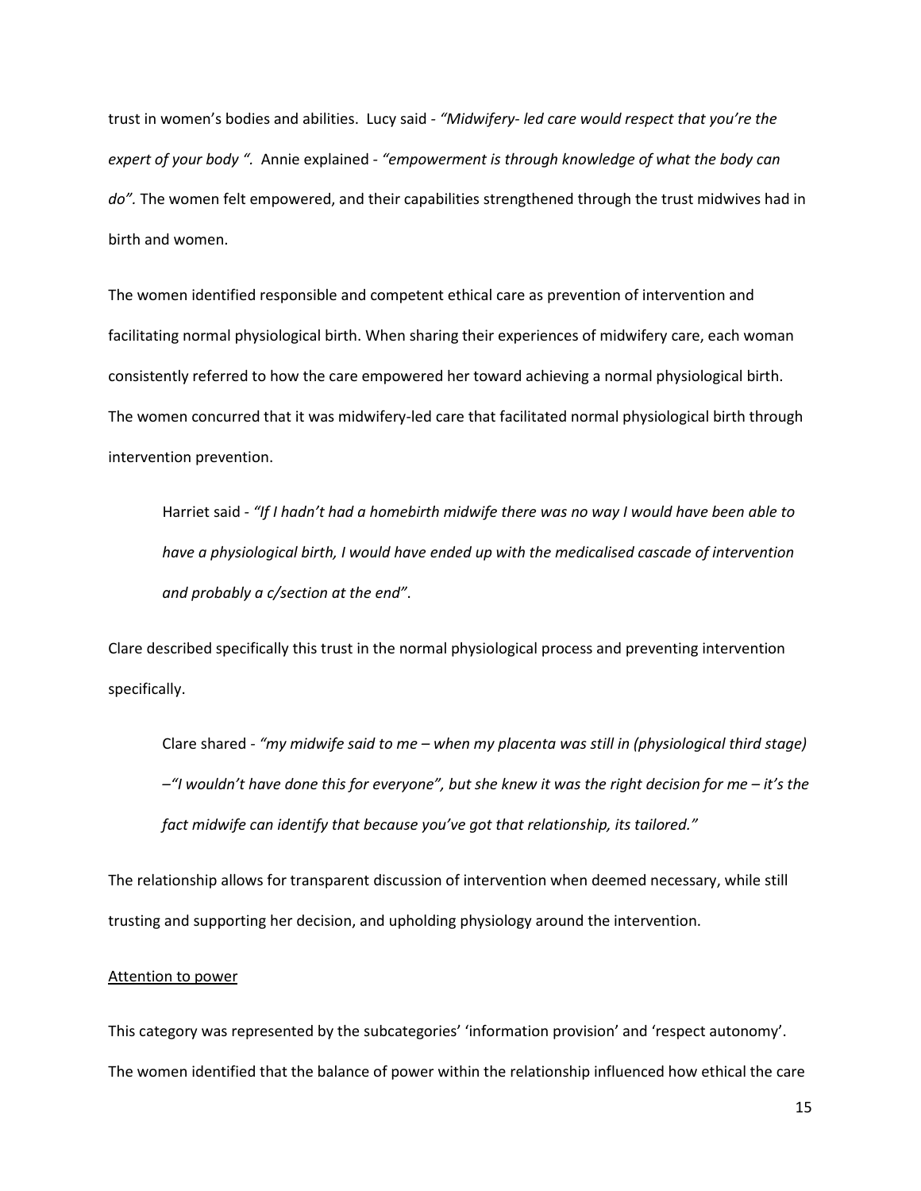trust in women's bodies and abilities. Lucy said - *"Midwifery- led care would respect that you're the expert of your body ".* Annie explained - *"empowerment is through knowledge of what the body can do".* The women felt empowered, and their capabilities strengthened through the trust midwives had in birth and women.

The women identified responsible and competent ethical care as prevention of intervention and facilitating normal physiological birth. When sharing their experiences of midwifery care, each woman consistently referred to how the care empowered her toward achieving a normal physiological birth. The women concurred that it was midwifery-led care that facilitated normal physiological birth through intervention prevention.

> Harriet said - *"If I hadn't had a homebirth midwife there was no way I would have been able to have a physiological birth, I would have ended up with the medicalised cascade of intervention and probably a c/section at the end".*

Clare described specifically this trust in the normal physiological process and preventing intervention specifically.

> Clare shared - *"my midwife said to me – when my placenta was still in (physiological third stage) –"I wouldn't have done this for everyone", but she knew it was the right decision for me – it's the fact midwife can identify that because you've got that relationship, its tailored."*

The relationship allows for transparent discussion of intervention when deemed necessary, while still trusting and supporting her decision, and upholding physiology around the intervention.

<u>Attention to power</u>

This category was represented by the subcategories' 'information provision' and 'respect autonomy'. The women identified that the balance of power within the relationship influenced how ethical the care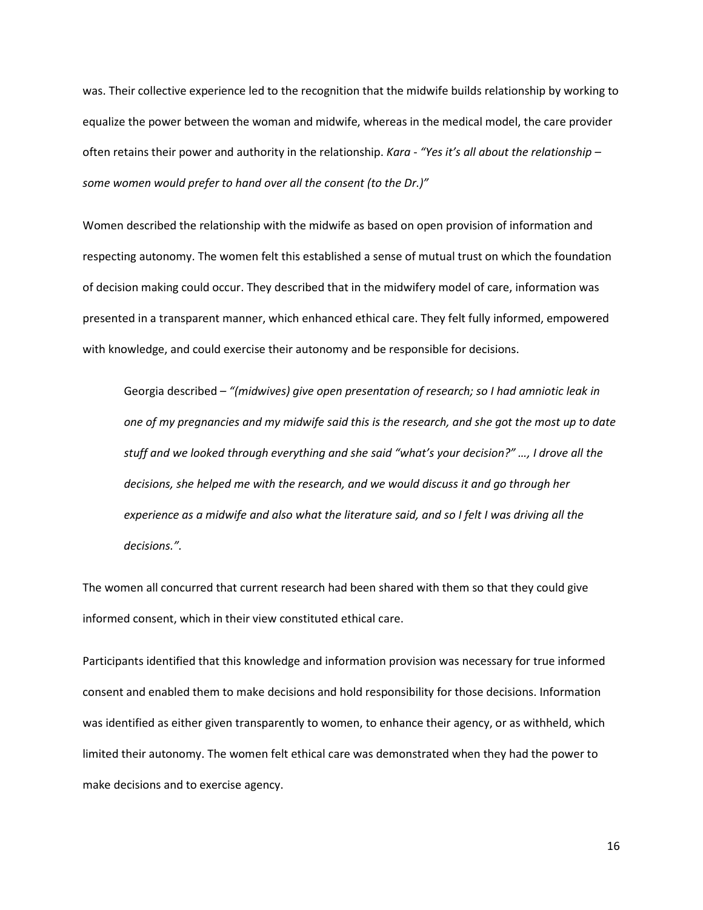was. Their collective experience led to the recognition that the midwife builds relationship by working to equalize the power between the woman and midwife, whereas in the medical model, the care provider often retains their power and authority in the relationship. *Kara - "Yes it's all about the relationship – some women would prefer to hand over all the consent (to the Dr.)"*

Women described the relationship with the midwife as based on open provision of information and respecting autonomy. The women felt this established a sense of mutual trust on which the foundation of decision making could occur. They described that in the midwifery model of care, information was presented in a transparent manner, which enhanced ethical care. They felt fully informed, empowered with knowledge, and could exercise their autonomy and be responsible for decisions.

> Georgia described – *"(midwives) give open presentation of research; so I had amniotic leak in one of my pregnancies and my midwife said this is the research, and she got the most up to date stuff and we looked through everything and she said "what's your decision?" …, I drove all the decisions, she helped me with the research, and we would discuss it and go through her experience as a midwife and also what the literature said, and so I felt I was driving all the decisions.".*

The women all concurred that current research had been shared with them so that they could give informed consent, which in their view constituted ethical care.

Participants identified that this knowledge and information provision was necessary for true informed consent and enabled them to make decisions and hold responsibility for those decisions. Information was identified as either given transparently to women, to enhance their agency, or as withheld, which limited their autonomy. The women felt ethical care was demonstrated when they had the power to make decisions and to exercise agency.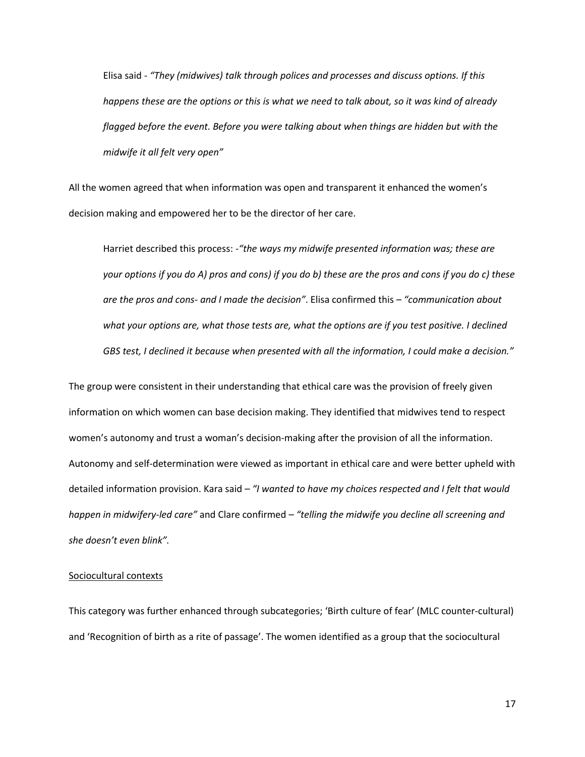Elisa said - *"They (midwives) talk through polices and processes and discuss options. If this happens these are the options or this is what we need to talk about, so it was kind of already flagged before the event. Before you were talking about when things are hidden but with the midwife it all felt very open"*

All the women agreed that when information was open and transparent it enhanced the women's decision making and empowered her to be the director of her care.

Harriet described this process: -*"the ways my midwife presented information was; these are your options if you do A) pros and cons) if you do b) these are the pros and cons if you do c) these are the pros and cons- and I made the decision"*. Elisa confirmed this – *"communication about what your options are, what those tests are, what the options are if you test positive. I declined GBS test, I declined it because when presented with all the information, I could make a decision."*

The group were consistent in their understanding that ethical care was the provision of freely given information on which women can base decision making. They identified that midwives tend to respect women's autonomy and trust a woman's decision-making after the provision of all the information. Autonomy and self-determination were viewed as important in ethical care and were better upheld with detailed information provision. Kara said – *"I wanted to have my choices respected and I felt that would happen in midwifery-led care"* and Clare confirmed – *"telling the midwife you decline all screening and she doesn't even blink"*.

<u>Sociocultural contexts</u>

This category was further enhanced through subcategories; 'Birth culture of fear' (MLC counter-cultural) and 'Recognition of birth as a rite of passage'. The women identified as a group that the sociocultural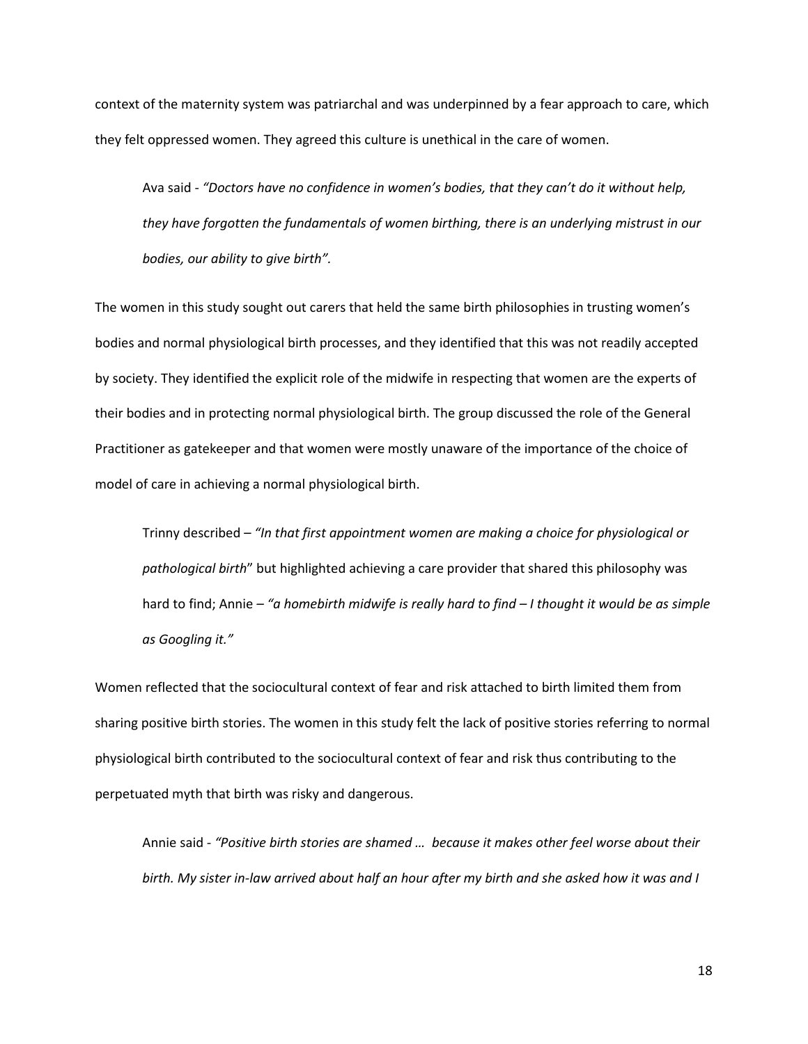context of the maternity system was patriarchal and was underpinned by a fear approach to care, which they felt oppressed women. They agreed this culture is unethical in the care of women.

> Ava said - *"Doctors have no confidence in women's bodies, that they can't do it without help, they have forgotten the fundamentals of women birthing, there is an underlying mistrust in our bodies, our ability to give birth".*

The women in this study sought out carers that held the same birth philosophies in trusting women's bodies and normal physiological birth processes, and they identified that this was not readily accepted by society. They identified the explicit role of the midwife in respecting that women are the experts of their bodies and in protecting normal physiological birth. The group discussed the role of the General Practitioner as gatekeeper and that women were mostly unaware of the importance of the choice of model of care in achieving a normal physiological birth.

> Trinny described – *"In that first appointment women are making a choice for physiological or pathological birth*" but highlighted achieving a care provider that shared this philosophy was hard to find; Annie – *"a homebirth midwife is really hard to find – I thought it would be as simple as Googling it."*

Women reflected that the sociocultural context of fear and risk attached to birth limited them from sharing positive birth stories. The women in this study felt the lack of positive stories referring to normal physiological birth contributed to the sociocultural context of fear and risk thus contributing to the perpetuated myth that birth was risky and dangerous.

> Annie said - *"Positive birth stories are shamed … because it makes other feel worse about their birth. My sister in-law arrived about half an hour after my birth and she asked how it was and I*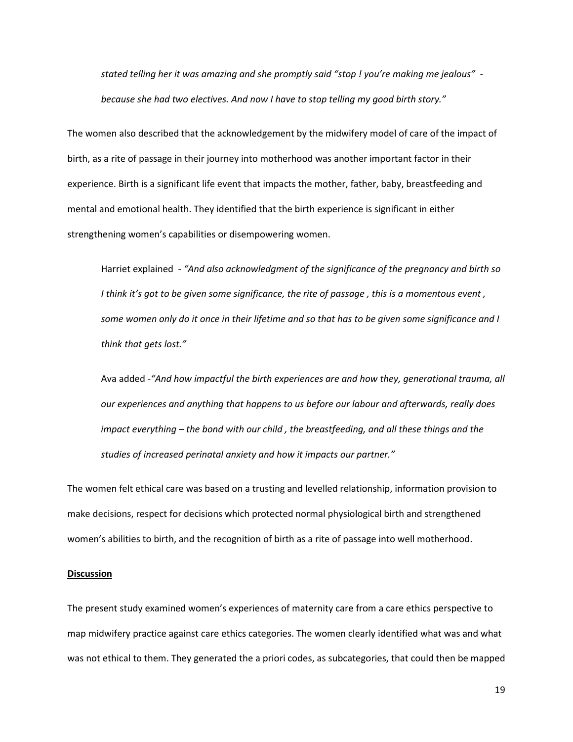*stated telling her it was amazing and she promptly said "stop ! you're making me jealous" - because she had two electives. And now I have to stop telling my good birth story."*

The women also described that the acknowledgement by the midwifery model of care of the impact of birth, as a rite of passage in their journey into motherhood was another important factor in their experience. Birth is a significant life event that impacts the mother, father, baby, breastfeeding and mental and emotional health. They identified that the birth experience is significant in either strengthening women's capabilities or disempowering women.

> Harriet explained - *"And also acknowledgment of the significance of the pregnancy and birth so I think it's got to be given some significance, the rite of passage , this is a momentous event , some women only do it once in their lifetime and so that has to be given some significance and I think that gets lost."*

> Ava added -*"And how impactful the birth experiences are and how they, generational trauma, all our experiences and anything that happens to us before our labour and afterwards, really does impact everything – the bond with our child , the breastfeeding, and all these things and the studies of increased perinatal anxiety and how it impacts our partner."*

The women felt ethical care was based on a trusting and levelled relationship, information provision to make decisions, respect for decisions which protected normal physiological birth and strengthened women's abilities to birth, and the recognition of birth as a rite of passage into well motherhood.

**Discussion**

The present study examined women's experiences of maternity care from a care ethics perspective to map midwifery practice against care ethics categories. The women clearly identified what was and what was not ethical to them. They generated the a priori codes, as subcategories, that could then be mapped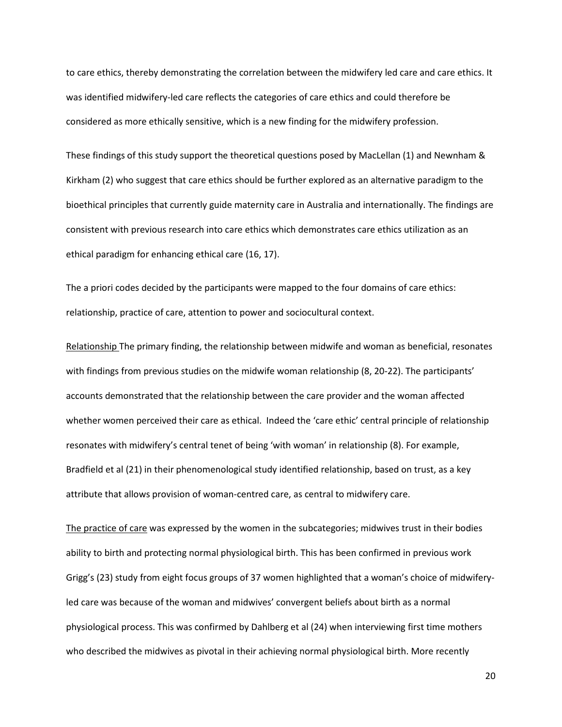to care ethics, thereby demonstrating the correlation between the midwifery led care and care ethics. It was identified midwifery-led care reflects the categories of care ethics and could therefore be considered as more ethically sensitive, which is a new finding for the midwifery profession.

These findings of this study support the theoretical questions posed by MacLellan (1) and Newnham & Kirkham (2) who suggest that care ethics should be further explored as an alternative paradigm to the bioethical principles that currently guide maternity care in Australia and internationally. The findings are consistent with previous research into care ethics which demonstrates care ethics utilization as an ethical paradigm for enhancing ethical care (16, 17).

The a priori codes decided by the participants were mapped to the four domains of care ethics: relationship, practice of care, attention to power and sociocultural context.

<u>Relationship</u> The primary finding, the relationship between midwife and woman as beneficial, resonates with findings from previous studies on the midwife woman relationship (8, 20-22). The participants' accounts demonstrated that the relationship between the care provider and the woman affected whether women perceived their care as ethical. Indeed the 'care ethic' central principle of relationship resonates with midwifery's central tenet of being 'with woman' in relationship (8). For example, Bradfield et al (21) in their phenomenological study identified relationship, based on trust, as a key attribute that allows provision of woman-centred care, as central to midwifery care.

<u>The practice of care</u> was expressed by the women in the subcategories; midwives trust in their bodies ability to birth and protecting normal physiological birth. This has been confirmed in previous work Grigg's (23) study from eight focus groups of 37 women highlighted that a woman's choice of midwifery-led care was because of the woman and midwives' convergent beliefs about birth as a normal physiological process. This was confirmed by Dahlberg et al (24) when interviewing first time mothers who described the midwives as pivotal in their achieving normal physiological birth. More recently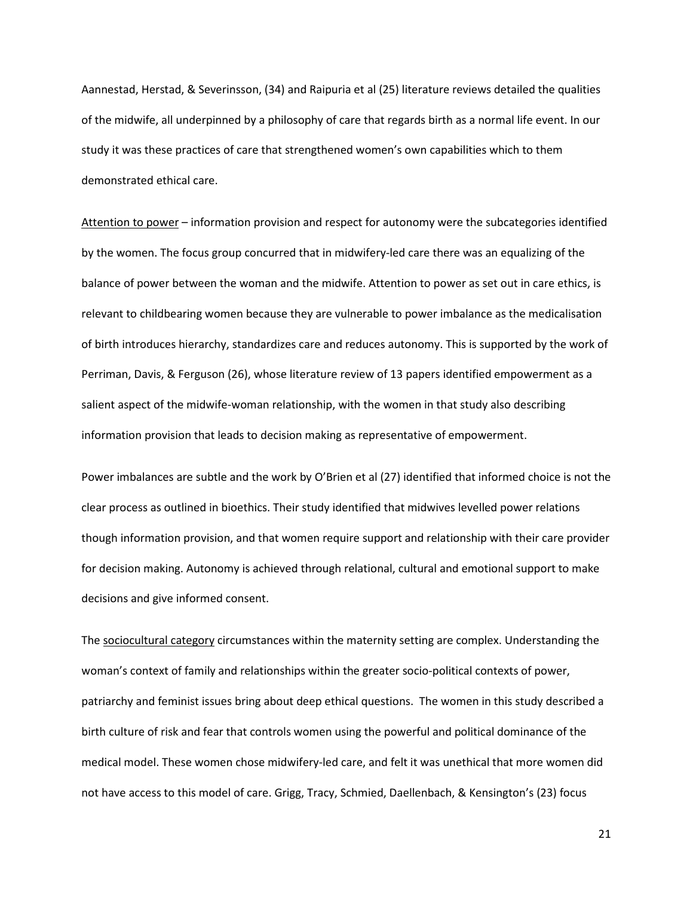Aannestad, Herstad, & Severinsson, (34) and Raipuria et al (25) literature reviews detailed the qualities of the midwife, all underpinned by a philosophy of care that regards birth as a normal life event. In our study it was these practices of care that strengthened women's own capabilities which to them demonstrated ethical care.

<u>Attention to power</u> – information provision and respect for autonomy were the subcategories identified by the women. The focus group concurred that in midwifery-led care there was an equalizing of the balance of power between the woman and the midwife. Attention to power as set out in care ethics, is relevant to childbearing women because they are vulnerable to power imbalance as the medicalisation of birth introduces hierarchy, standardizes care and reduces autonomy. This is supported by the work of Perriman, Davis, & Ferguson (26), whose literature review of 13 papers identified empowerment as a salient aspect of the midwife-woman relationship, with the women in that study also describing information provision that leads to decision making as representative of empowerment.

Power imbalances are subtle and the work by O'Brien et al (27) identified that informed choice is not the clear process as outlined in bioethics. Their study identified that midwives levelled power relations though information provision, and that women require support and relationship with their care provider for decision making. Autonomy is achieved through relational, cultural and emotional support to make decisions and give informed consent.

The <u>sociocultural category</u> circumstances within the maternity setting are complex. Understanding the woman's context of family and relationships within the greater socio-political contexts of power, patriarchy and feminist issues bring about deep ethical questions. The women in this study described a birth culture of risk and fear that controls women using the powerful and political dominance of the medical model. These women chose midwifery-led care, and felt it was unethical that more women did not have access to this model of care. Grigg, Tracy, Schmied, Daellenbach, & Kensington's (23) focus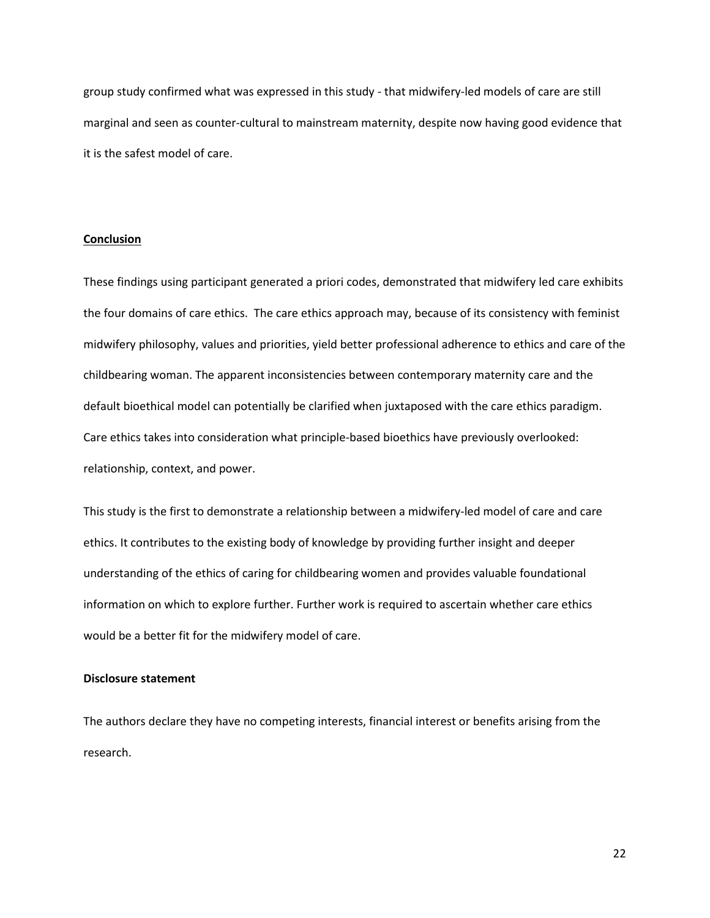group study confirmed what was expressed in this study - that midwifery-led models of care are still marginal and seen as counter-cultural to mainstream maternity, despite now having good evidence that it is the safest model of care.

## Conclusion

These findings using participant generated a priori codes, demonstrated that midwifery led care exhibits the four domains of care ethics. The care ethics approach may, because of its consistency with feminist midwifery philosophy, values and priorities, yield better professional adherence to ethics and care of the childbearing woman. The apparent inconsistencies between contemporary maternity care and the default bioethical model can potentially be clarified when juxtaposed with the care ethics paradigm. Care ethics takes into consideration what principle-based bioethics have previously overlooked: relationship, context, and power.

This study is the first to demonstrate a relationship between a midwifery-led model of care and care ethics. It contributes to the existing body of knowledge by providing further insight and deeper understanding of the ethics of caring for childbearing women and provides valuable foundational information on which to explore further. Further work is required to ascertain whether care ethics would be a better fit for the midwifery model of care.

**Disclosure statement**

The authors declare they have no competing interests, financial interest or benefits arising from the research.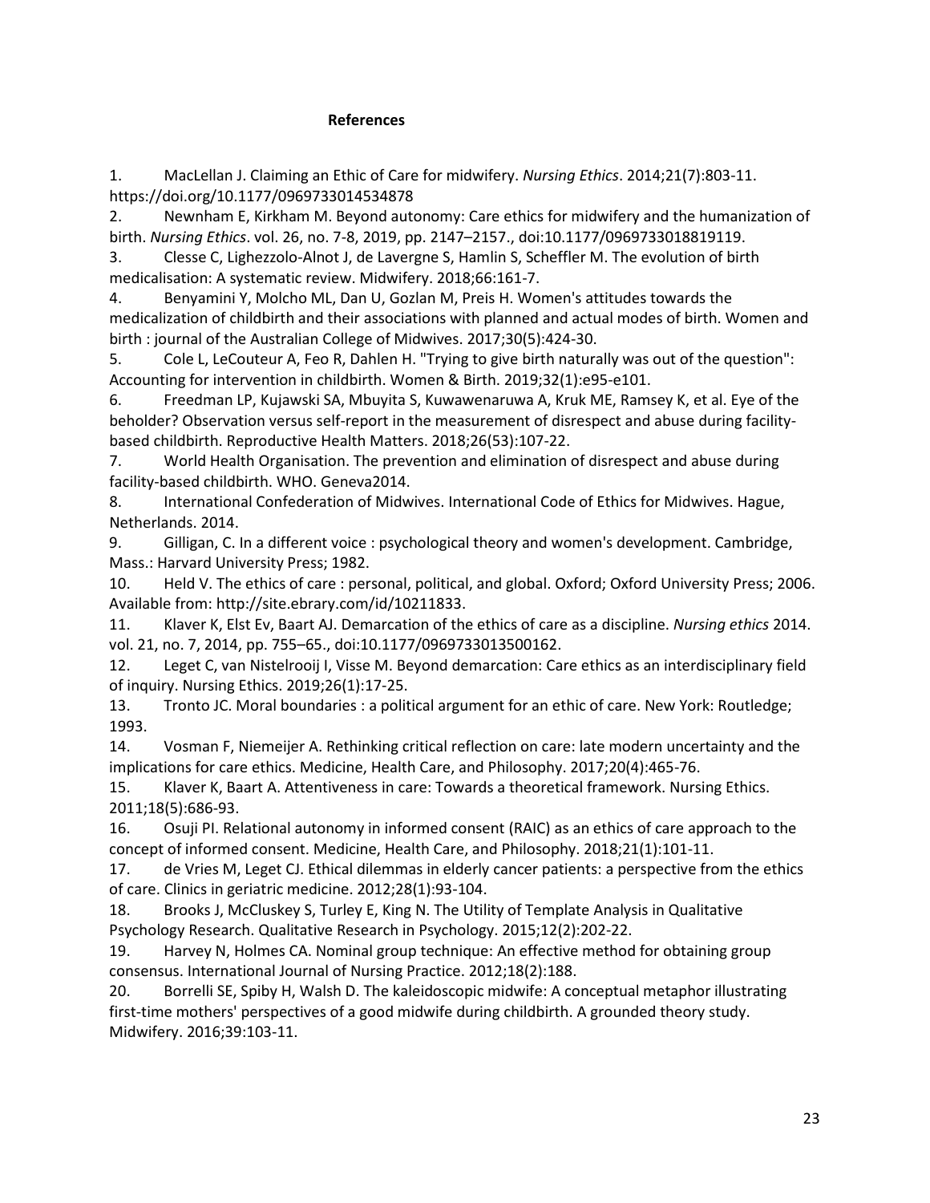## References

1. MacLellan J. Claiming an Ethic of Care for midwifery. *Nursing Ethics*. 2014;21(7):803-11. https://doi.org/10.1177/0969733014534878
2. Newnham E, Kirkham M. Beyond autonomy: Care ethics for midwifery and the humanization of birth. *Nursing Ethics*. vol. 26, no. 7-8, 2019, pp. 2147–2157., doi:10.1177/0969733018819119.
3. Clesse C, Lighezzolo-Alnot J, de Lavergne S, Hamlin S, Scheffler M. The evolution of birth medicalisation: A systematic review. Midwifery. 2018;66:161-7.
4. Benyamini Y, Molcho ML, Dan U, Gozlan M, Preis H. Women's attitudes towards the medicalization of childbirth and their associations with planned and actual modes of birth. Women and birth : journal of the Australian College of Midwives. 2017;30(5):424-30.
5. Cole L, LeCouteur A, Feo R, Dahlen H. "Trying to give birth naturally was out of the question": Accounting for intervention in childbirth. Women & Birth. 2019;32(1):e95-e101.
6. Freedman LP, Kujawski SA, Mbuyita S, Kuwawenaruwa A, Kruk ME, Ramsey K, et al. Eye of the beholder? Observation versus self-report in the measurement of disrespect and abuse during facility-based childbirth. Reproductive Health Matters. 2018;26(53):107-22.
7. World Health Organisation. The prevention and elimination of disrespect and abuse during facility-based childbirth. WHO. Geneva2014.
8. International Confederation of Midwives. International Code of Ethics for Midwives. Hague, Netherlands. 2014.
9. Gilligan, C. In a different voice : psychological theory and women's development. Cambridge, Mass.: Harvard University Press; 1982.
10. Held V. The ethics of care : personal, political, and global. Oxford; Oxford University Press; 2006. Available from: http://site.ebrary.com/id/10211833.
11. Klaver K, Elst Ev, Baart AJ. Demarcation of the ethics of care as a discipline. *Nursing ethics* 2014. vol. 21, no. 7, 2014, pp. 755–65., doi:10.1177/0969733013500162.
12. Leget C, van Nistelrooij I, Visse M. Beyond demarcation: Care ethics as an interdisciplinary field of inquiry. Nursing Ethics. 2019;26(1):17-25.
13. Tronto JC. Moral boundaries : a political argument for an ethic of care. New York: Routledge; 1993.
14. Vosman F, Niemeijer A. Rethinking critical reflection on care: late modern uncertainty and the implications for care ethics. Medicine, Health Care, and Philosophy. 2017;20(4):465-76.
15. Klaver K, Baart A. Attentiveness in care: Towards a theoretical framework. Nursing Ethics. 2011;18(5):686-93.
16. Osuji PI. Relational autonomy in informed consent (RAIC) as an ethics of care approach to the concept of informed consent. Medicine, Health Care, and Philosophy. 2018;21(1):101-11.
17. de Vries M, Leget CJ. Ethical dilemmas in elderly cancer patients: a perspective from the ethics of care. Clinics in geriatric medicine. 2012;28(1):93-104.
18. Brooks J, McCluskey S, Turley E, King N. The Utility of Template Analysis in Qualitative Psychology Research. Qualitative Research in Psychology. 2015;12(2):202-22.
19. Harvey N, Holmes CA. Nominal group technique: An effective method for obtaining group consensus. International Journal of Nursing Practice. 2012;18(2):188.
20. Borrelli SE, Spiby H, Walsh D. The kaleidoscopic midwife: A conceptual metaphor illustrating first-time mothers' perspectives of a good midwife during childbirth. A grounded theory study. Midwifery. 2016;39:103-11.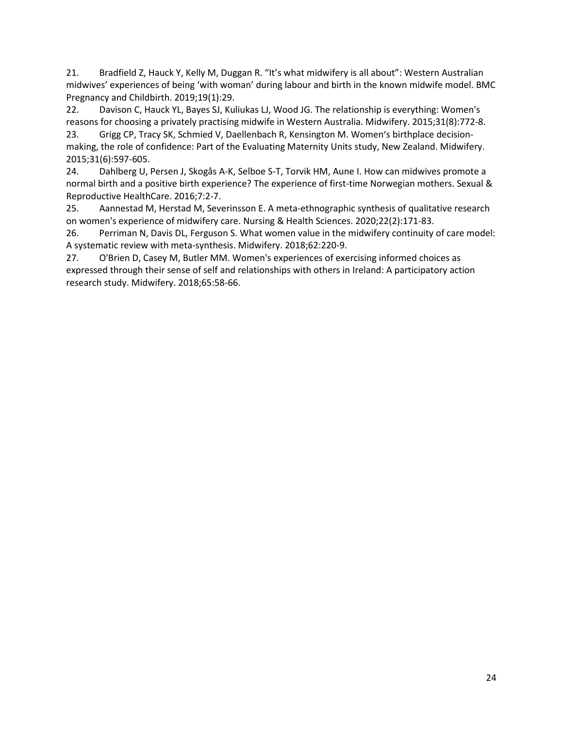21. Bradfield Z, Hauck Y, Kelly M, Duggan R. "It's what midwifery is all about": Western Australian midwives' experiences of being 'with woman' during labour and birth in the known midwife model. BMC Pregnancy and Childbirth. 2019;19(1):29.
22. Davison C, Hauck YL, Bayes SJ, Kuliukas LJ, Wood JG. The relationship is everything: Women's reasons for choosing a privately practising midwife in Western Australia. Midwifery. 2015;31(8):772-8.
23. Grigg CP, Tracy SK, Schmied V, Daellenbach R, Kensington M. Women's birthplace decision-making, the role of confidence: Part of the Evaluating Maternity Units study, New Zealand. Midwifery. 2015;31(6):597-605.
24. Dahlberg U, Persen J, Skogås A-K, Selboe S-T, Torvik HM, Aune I. How can midwives promote a normal birth and a positive birth experience? The experience of first-time Norwegian mothers. Sexual & Reproductive HealthCare. 2016;7:2-7.
25. Aannestad M, Herstad M, Severinsson E. A meta-ethnographic synthesis of qualitative research on women's experience of midwifery care. Nursing & Health Sciences. 2020;22(2):171-83.
26. Perriman N, Davis DL, Ferguson S. What women value in the midwifery continuity of care model: A systematic review with meta-synthesis. Midwifery. 2018;62:220-9.
27. O'Brien D, Casey M, Butler MM. Women's experiences of exercising informed choices as expressed through their sense of self and relationships with others in Ireland: A participatory action research study. Midwifery. 2018;65:58-66.